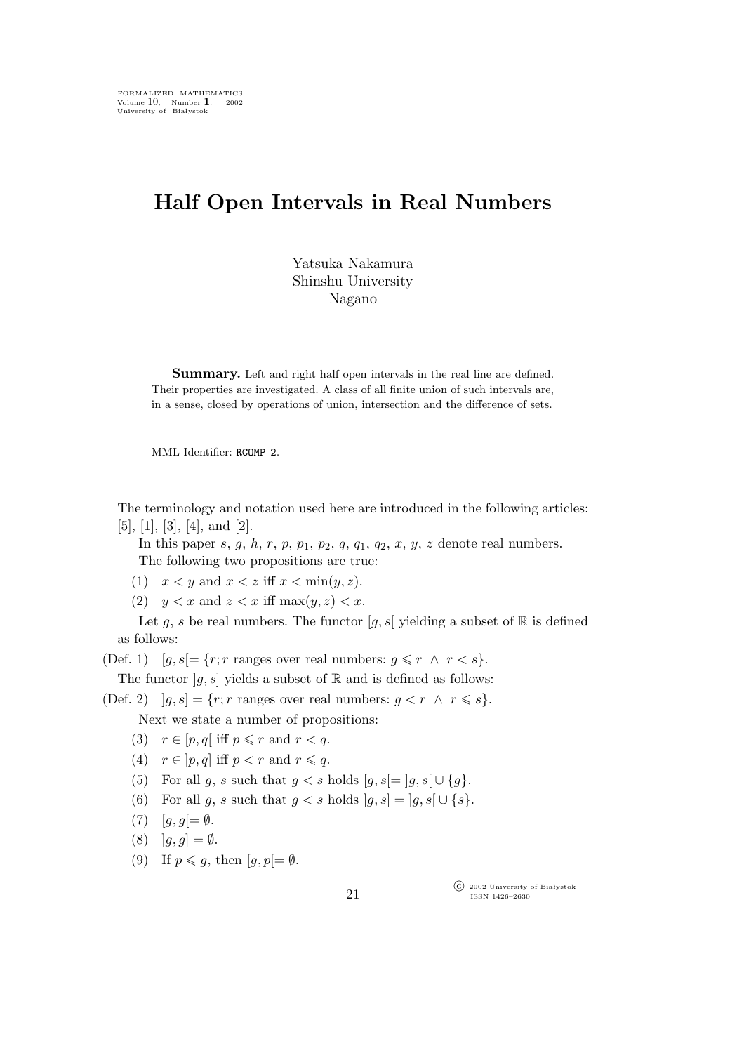FORMALIZED MATHEMATICS
Volume 10, Number 1, 2002
University of Białystok

# Half Open Intervals in Real Numbers

Yatsuka Nakamura
Shinshu University
Nagano

**Summary.** Left and right half open intervals in the real line are defined. Their properties are investigated. A class of all finite union of such intervals are, in a sense, closed by operations of union, intersection and the difference of sets.

MML Identifier: RCOMP_2.

The terminology and notation used here are introduced in the following articles: [5], [1], [3], [4], and [2].

In this paper $s$, $g$, $h$, $r$, $p$, $p_1$, $p_2$, $q$, $q_1$, $q_2$, $x$, $y$, $z$ denote real numbers.

The following two propositions are true:

(1) $x < y$ and $x < z$ iff $x < \min(y, z)$.

(2) $y < x$ and $z < x$ iff $\max(y, z) < x$.

Let $g$, $s$ be real numbers. The functor $[g, s[$ yielding a subset of $\mathbb{R}$ is defined as follows:

(Def. 1) $[g, s[ = \{r; r$ ranges over real numbers: $g \leqslant r \ \wedge \ r < s\}$.

The functor $]g, s]$ yields a subset of $\mathbb{R}$ and is defined as follows:

(Def. 2) $]g, s] = \{r; r$ ranges over real numbers: $g < r \ \wedge \ r \leqslant s\}$.

Next we state a number of propositions:

(3) $r \in [p, q[$ iff $p \leqslant r$ and $r < q$.

(4) $r \in ]p, q]$ iff $p < r$ and $r \leqslant q$.

(5) For all $g$, $s$ such that $g < s$ holds $[g, s[ = ]g, s[ \cup \{g\}$.

(6) For all $g$, $s$ such that $g < s$ holds $]g, s] = ]g, s[ \cup \{s\}$.

(7) $[g, g[ = \emptyset$.

(8) $]g, g] = \emptyset$.

(9) If $p \leqslant g$, then $[g, p[ = \emptyset$.

© 2002 University of Białystok
ISSN 1426–2630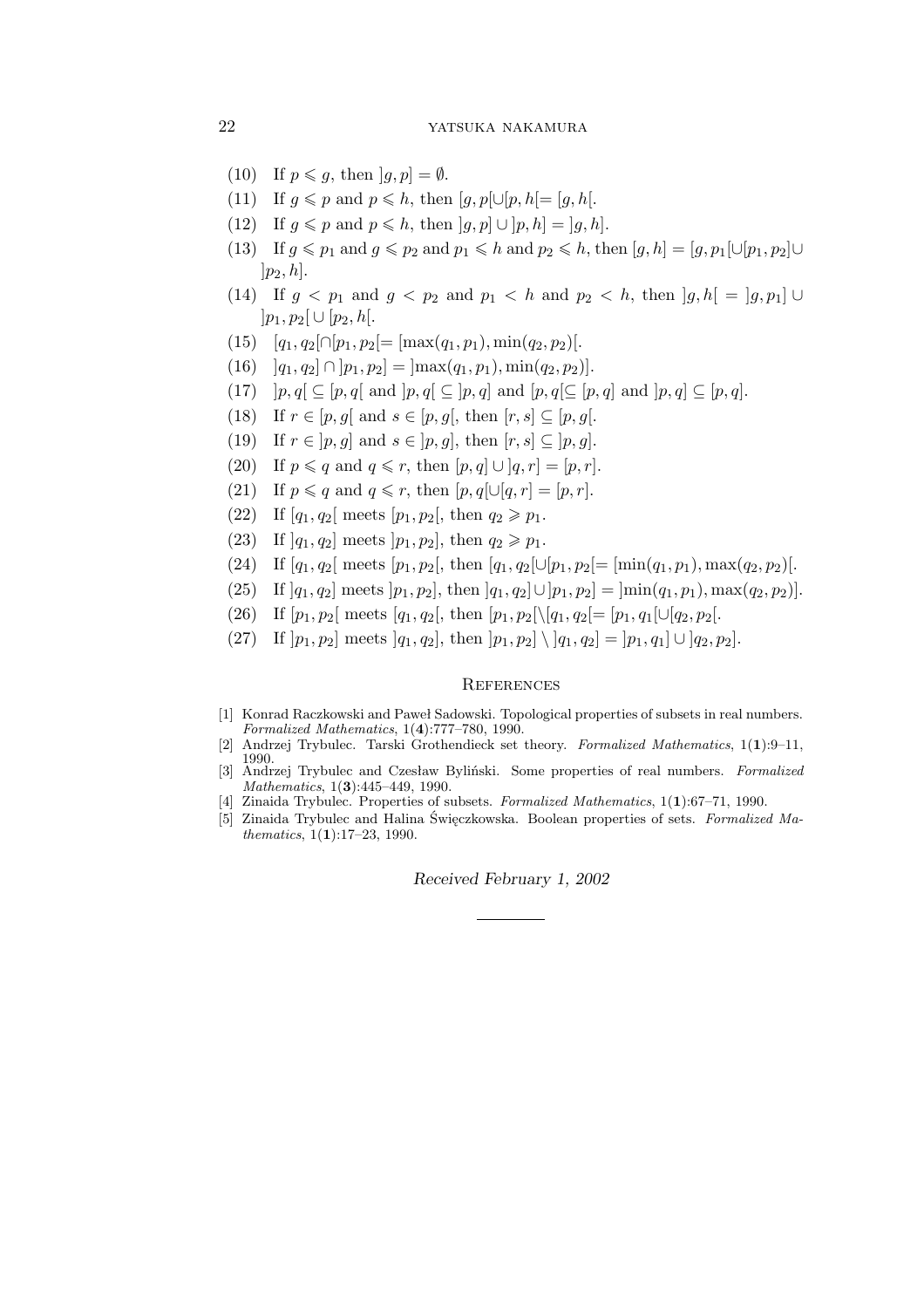(10) If $p \leqslant g$, then $]g, p] = \emptyset$.

(11) If $g \leqslant p$ and $p \leqslant h$, then $[g, p[ \cup [p, h[ = [g, h[$.

(12) If $g \leqslant p$ and $p \leqslant h$, then $]g, p] \cup ]p, h] = ]g, h]$.

(13) If $g \leqslant p_1$ and $g \leqslant p_2$ and $p_1 \leqslant h$ and $p_2 \leqslant h$, then $[g, h] = [g, p_1[ \cup [p_1, p_2] \cup ]p_2, h]$.

(14) If $g < p_1$ and $g < p_2$ and $p_1 < h$ and $p_2 < h$, then $]g, h[ = ]g, p_1] \cup ]p_1, p_2[ \cup [p_2, h[$.

(15) $[q_1, q_2[ \cap [p_1, p_2[ = [\max(q_1, p_1), \min(q_2, p_2)[$.

(16) $]q_1, q_2] \cap ]p_1, p_2] = ]\max(q_1, p_1), \min(q_2, p_2)]$.

(17) $]p, q[ \subseteq [p, q[$ and $]p, q[ \subseteq ]p, q]$ and $[p, q[ \subseteq [p, q]$ and $]p, q] \subseteq [p, q]$.

(18) If $r \in [p, g[$ and $s \in [p, g[$, then $[r, s] \subseteq [p, g[$.

(19) If $r \in ]p, g]$ and $s \in ]p, g]$, then $[r, s] \subseteq ]p, g]$.

(20) If $p \leqslant q$ and $q \leqslant r$, then $[p, q] \cup ]q, r] = [p, r]$.

(21) If $p \leqslant q$ and $q \leqslant r$, then $[p, q[ \cup [q, r] = [p, r]$.

(22) If $[q_1, q_2[$ meets $[p_1, p_2[$, then $q_2 \geqslant p_1$.

(23) If $]q_1, q_2]$ meets $]p_1, p_2]$, then $q_2 \geqslant p_1$.

(24) If $[q_1, q_2[$ meets $[p_1, p_2[$, then $[q_1, q_2[ \cup [p_1, p_2[ = [\min(q_1, p_1), \max(q_2, p_2)[$.

(25) If $]q_1, q_2]$ meets $]p_1, p_2]$, then $]q_1, q_2] \cup ]p_1, p_2] = ]\min(q_1, p_1), \max(q_2, p_2)]$.

(26) If $[p_1, p_2[$ meets $[q_1, q_2[$, then $[p_1, p_2[ \setminus [q_1, q_2[ = [p_1, q_1[ \cup [q_2, p_2[$.

(27) If $]p_1, p_2]$ meets $]q_1, q_2]$, then $]p_1, p_2] \setminus ]q_1, q_2] = ]p_1, q_1] \cup ]q_2, p_2]$.

## References

[1] Konrad Raczkowski and Paweł Sadowski. Topological properties of subsets in real numbers. *Formalized Mathematics*, 1(**4**):777–780, 1990.

[2] Andrzej Trybulec. Tarski Grothendieck set theory. *Formalized Mathematics*, 1(**1**):9–11, 1990.

[3] Andrzej Trybulec and Czesław Byliński. Some properties of real numbers. *Formalized Mathematics*, 1(**3**):445–449, 1990.

[4] Zinaida Trybulec. Properties of subsets. *Formalized Mathematics*, 1(**1**):67–71, 1990.

[5] Zinaida Trybulec and Halina Święczkowska. Boolean properties of sets. *Formalized Mathematics*, 1(**1**):17–23, 1990.

*Received February 1, 2002*